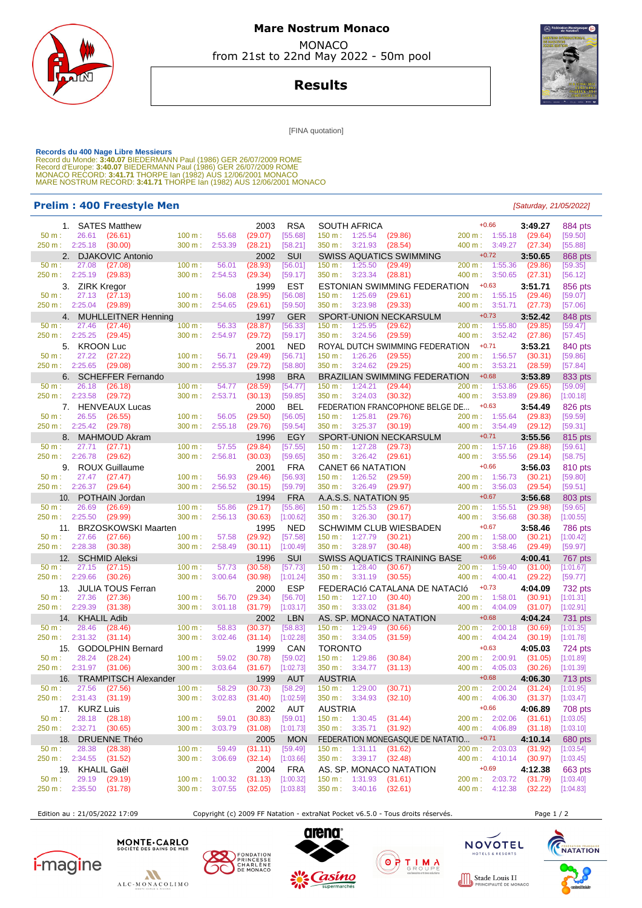# Mare Nostrum Monaco

MONACO
from 21st to 22nd May 2022 - 50m pool

## Results

[FINA quotation]

**Records du 400 Nage Libre Messieurs**
Record du Monde: **3:40.07** BIEDERMANN Paul (1986) GER 26/07/2009 ROME
Record d'Europe: **3:40.07** BIEDERMANN Paul (1986) GER 26/07/2009 ROME
MONACO RECORD: **3:41.71** THORPE Ian (1982) AUS 12/06/2001 MONACO
MARE NOSTRUM RECORD: **3:41.71** THORPE Ian (1982) AUS 12/06/2001 MONACO

### Prelim : 400 Freestyle Men

*[Saturday, 21/05/2022]*

| Rank | Name | YB | Nat | Club | Reaction | Time | Points |
|---|---|---|---|---|---|---|---|
| 1. | SATES Matthew | 2003 | RSA | SOUTH AFRICA | +0.66 | 3:49.27 | 884 pts |
| | 50 m : 26.61 (26.61) | 100 m : 55.68 (29.07) [55.68] | | 150 m : 1:25.54 (29.86) | 200 m : 1:55.18 (29.64) [59.50] | | |
| | 250 m : 2:25.18 (30.00) | 300 m : 2:53.39 (28.21) [58.21] | | 350 m : 3:21.93 (28.54) | 400 m : 3:49.27 (27.34) [55.88] | | |
| 2. | DJAKOVIC Antonio | 2002 | SUI | SWISS AQUATICS SWIMMING | +0.72 | 3:50.65 | 868 pts |
| | 50 m : 27.08 (27.08) | 100 m : 56.01 (28.93) [56.01] | | 150 m : 1:25.50 (29.49) | 200 m : 1:55.36 (29.86) [59.35] | | |
| | 250 m : 2:25.19 (29.83) | 300 m : 2:54.53 (29.34) [59.17] | | 350 m : 3:23.34 (28.81) | 400 m : 3:50.65 (27.31) [56.12] | | |
| 3. | ZIRK Kregor | 1999 | EST | ESTONIAN SWIMMING FEDERATION | +0.63 | 3:51.71 | 856 pts |
| | 50 m : 27.13 (27.13) | 100 m : 56.08 (28.95) [56.08] | | 150 m : 1:25.69 (29.61) | 200 m : 1:55.15 (29.46) [59.07] | | |
| | 250 m : 2:25.04 (29.89) | 300 m : 2:54.65 (29.61) [59.50] | | 350 m : 3:23.98 (29.33) | 400 m : 3:51.71 (27.73) [57.06] | | |
| 4. | MUHLLEITNER Henning | 1997 | GER | SPORT-UNION NECKARSULM | +0.73 | 3:52.42 | 848 pts |
| | 50 m : 27.46 (27.46) | 100 m : 56.33 (28.87) [56.33] | | 150 m : 1:25.95 (29.62) | 200 m : 1:55.80 (29.85) [59.47] | | |
| | 250 m : 2:25.25 (29.45) | 300 m : 2:54.97 (29.72) [59.17] | | 350 m : 3:24.56 (29.59) | 400 m : 3:52.42 (27.86) [57.45] | | |
| 5. | KROON Luc | 2001 | NED | ROYAL DUTCH SWIMMING FEDERATION | +0.71 | 3:53.21 | 840 pts |
| | 50 m : 27.22 (27.22) | 100 m : 56.71 (29.49) [56.71] | | 150 m : 1:26.26 (29.55) | 200 m : 1:56.57 (30.31) [59.86] | | |
| | 250 m : 2:25.65 (29.08) | 300 m : 2:55.37 (29.72) [58.80] | | 350 m : 3:24.62 (29.25) | 400 m : 3:53.21 (28.59) [57.84] | | |
| 6. | SCHEFFER Fernando | 1998 | BRA | BRAZILIAN SWIMMING FEDERATION | +0.68 | 3:53.89 | 833 pts |
| | 50 m : 26.18 (26.18) | 100 m : 54.77 (28.59) [54.77] | | 150 m : 1:24.21 (29.44) | 200 m : 1:53.86 (29.65) [59.09] | | |
| | 250 m : 2:23.58 (29.72) | 300 m : 2:53.71 (30.13) [59.85] | | 350 m : 3:24.03 (30.32) | 400 m : 3:53.89 (29.86) [1:00.18] | | |
| 7. | HENVEAUX Lucas | 2000 | BEL | FEDERATION FRANCOPHONE BELGE DE... | +0.63 | 3:54.49 | 826 pts |
| | 50 m : 26.55 (26.55) | 100 m : 56.05 (29.50) [56.05] | | 150 m : 1:25.81 (29.76) | 200 m : 1:55.64 (29.83) [59.59] | | |
| | 250 m : 2:25.42 (29.78) | 300 m : 2:55.18 (29.76) [59.54] | | 350 m : 3:25.37 (30.19) | 400 m : 3:54.49 (29.12) [59.31] | | |
| 8. | MAHMOUD Akram | 1996 | EGY | SPORT-UNION NECKARSULM | +0.71 | 3:55.56 | 815 pts |
| | 50 m : 27.71 (27.71) | 100 m : 57.55 (29.84) [57.55] | | 150 m : 1:27.28 (29.73) | 200 m : 1:57.16 (29.88) [59.61] | | |
| | 250 m : 2:26.78 (29.62) | 300 m : 2:56.81 (30.03) [59.65] | | 350 m : 3:26.42 (29.61) | 400 m : 3:55.56 (29.14) [58.75] | | |
| 9. | ROUX Guillaume | 2001 | FRA | CANET 66 NATATION | +0.66 | 3:56.03 | 810 pts |
| | 50 m : 27.47 (27.47) | 100 m : 56.93 (29.46) [56.93] | | 150 m : 1:26.52 (29.59) | 200 m : 1:56.73 (30.21) [59.80] | | |
| | 250 m : 2:26.37 (29.64) | 300 m : 2:56.52 (30.15) [59.79] | | 350 m : 3:26.49 (29.97) | 400 m : 3:56.03 (29.54) [59.51] | | |
| 10. | POTHAIN Jordan | 1994 | FRA | A.A.S.S. NATATION 95 | +0.67 | 3:56.68 | 803 pts |
| | 50 m : 26.69 (26.69) | 100 m : 55.86 (29.17) [55.86] | | 150 m : 1:25.53 (29.67) | 200 m : 1:55.51 (29.98) [59.65] | | |
| | 250 m : 2:25.50 (29.99) | 300 m : 2:56.13 (30.63) [1:00.62] | | 350 m : 3:26.30 (30.17) | 400 m : 3:56.68 (30.38) [1:00.55] | | |
| 11. | BRZOSKOWSKI Maarten | 1995 | NED | SCHWIMM CLUB WIESBADEN | +0.67 | 3:58.46 | 786 pts |
| | 50 m : 27.66 (27.66) | 100 m : 57.58 (29.92) [57.58] | | 150 m : 1:27.79 (30.21) | 200 m : 1:58.00 (30.21) [1:00.42] | | |
| | 250 m : 2:28.38 (30.38) | 300 m : 2:58.49 (30.11) [1:00.49] | | 350 m : 3:28.97 (30.48) | 400 m : 3:58.46 (29.49) [59.97] | | |
| 12. | SCHMID Aleksi | 1996 | SUI | SWISS AQUATICS TRAINING BASE | +0.66 | 4:00.41 | 767 pts |
| | 50 m : 27.15 (27.15) | 100 m : 57.73 (30.58) [57.73] | | 150 m : 1:28.40 (30.67) | 200 m : 1:59.40 (31.00) [1:01.67] | | |
| | 250 m : 2:29.66 (30.26) | 300 m : 3:00.64 (30.98) [1:01.24] | | 350 m : 3:31.19 (30.55) | 400 m : 4:00.41 (29.22) [59.77] | | |
| 13. | JULIA TOUS Ferran | 2000 | ESP | FEDERACIó CATALANA DE NATACIó | +0.73 | 4:04.09 | 732 pts |
| | 50 m : 27.36 (27.36) | 100 m : 56.70 (29.34) [56.70] | | 150 m : 1:27.10 (30.40) | 200 m : 1:58.01 (30.91) [1:01.31] | | |
| | 250 m : 2:29.39 (31.38) | 300 m : 3:01.18 (31.79) [1:03.17] | | 350 m : 3:33.02 (31.84) | 400 m : 4:04.09 (31.07) [1:02.91] | | |
| 14. | KHALIL Adib | 2002 | LBN | AS. SP. MONACO NATATION | +0.68 | 4:04.24 | 731 pts |
| | 50 m : 28.46 (28.46) | 100 m : 58.83 (30.37) [58.83] | | 150 m : 1:29.49 (30.66) | 200 m : 2:00.18 (30.69) [1:01.35] | | |
| | 250 m : 2:31.32 (31.14) | 300 m : 3:02.46 (31.14) [1:02.28] | | 350 m : 3:34.05 (31.59) | 400 m : 4:04.24 (30.19) [1:01.78] | | |
| 15. | GODOLPHIN Bernard | 1999 | CAN | TORONTO | +0.63 | 4:05.03 | 724 pts |
| | 50 m : 28.24 (28.24) | 100 m : 59.02 (30.78) [59.02] | | 150 m : 1:29.86 (30.84) | 200 m : 2:00.91 (31.05) [1:01.89] | | |
| | 250 m : 2:31.97 (31.06) | 300 m : 3:03.64 (31.67) [1:02.73] | | 350 m : 3:34.77 (31.13) | 400 m : 4:05.03 (30.26) [1:01.39] | | |
| 16. | TRAMPITSCH Alexander | 1999 | AUT | AUSTRIA | +0.68 | 4:06.30 | 713 pts |
| | 50 m : 27.56 (27.56) | 100 m : 58.29 (30.73) [58.29] | | 150 m : 1:29.00 (30.71) | 200 m : 2:00.24 (31.24) [1:01.95] | | |
| | 250 m : 2:31.43 (31.19) | 300 m : 3:02.83 (31.40) [1:02.59] | | 350 m : 3:34.93 (32.10) | 400 m : 4:06.30 (31.37) [1:03.47] | | |
| 17. | KURZ Luis | 2002 | AUT | AUSTRIA | +0.66 | 4:06.89 | 708 pts |
| | 50 m : 28.18 (28.18) | 100 m : 59.01 (30.83) [59.01] | | 150 m : 1:30.45 (31.44) | 200 m : 2:02.06 (31.61) [1:03.05] | | |
| | 250 m : 2:32.71 (30.65) | 300 m : 3:03.79 (31.08) [1:01.73] | | 350 m : 3:35.71 (31.92) | 400 m : 4:06.89 (31.18) [1:03.10] | | |
| 18. | DRUENNE Théo | 2005 | MON | FEDERATION MONEGASQUE DE NATATIO... | +0.71 | 4:10.14 | 680 pts |
| | 50 m : 28.38 (28.38) | 100 m : 59.49 (31.11) [59.49] | | 150 m : 1:31.11 (31.62) | 200 m : 2:03.03 (31.92) [1:03.54] | | |
| | 250 m : 2:34.55 (31.52) | 300 m : 3:06.69 (32.14) [1:03.66] | | 350 m : 3:39.17 (32.48) | 400 m : 4:10.14 (30.97) [1:03.45] | | |
| 19. | KHALIL Gaël | 2004 | FRA | AS. SP. MONACO NATATION | +0.69 | 4:12.38 | 663 pts |
| | 50 m : 29.19 (29.19) | 100 m : 1:00.32 (31.13) [1:00.32] | | 150 m : 1:31.93 (31.61) | 200 m : 2:03.72 (31.79) [1:03.40] | | |
| | 250 m : 2:35.50 (31.78) | 300 m : 3:07.55 (32.05) [1:03.83] | | 350 m : 3:40.16 (32.61) | 400 m : 4:12.38 (32.22) [1:04.83] | | |

Edition au : 21/05/2022 17:09 — Copyright (c) 2009 FF Natation - extraNat Pocket v6.5.0 - Tous droits réservés.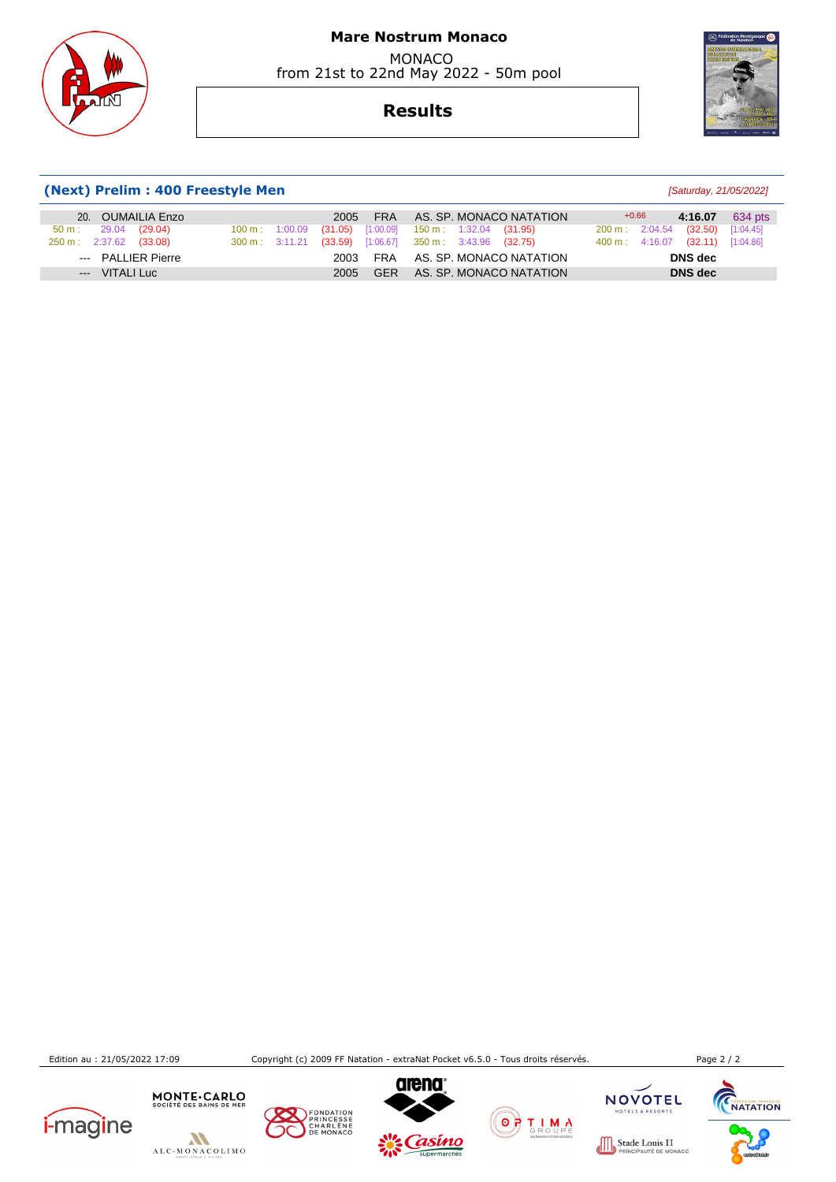# Mare Nostrum Monaco

MONACO
from 21st to 22nd May 2022 - 50m pool

## Results

### (Next) Prelim : 400 Freestyle Men

*[Saturday, 21/05/2022]*

| | | | | | | | |
|---|---|---|---|---|---|---|---|
| 20. | OUMAILIA Enzo | 2005 | FRA | AS. SP. MONACO NATATION | +0.66 | **4:16.07** | 634 pts |
| --- | PALLIER Pierre | 2003 | FRA | AS. SP. MONACO NATATION | | **DNS dec** | |
| --- | VITALI Luc | 2005 | GER | AS. SP. MONACO NATATION | | **DNS dec** | |

OUMAILIA Enzo splits:

| Distance | Time | Split | Cumulative |
|---|---|---|---|
| 50 m | 29.04 | (29.04) | |
| 100 m | 1:00.09 | (31.05) | [1:00.09] |
| 150 m | 1:32.04 | (31.95) | |
| 200 m | 2:04.54 | (32.50) | [1:04.45] |
| 250 m | 2:37.62 | (33.08) | |
| 300 m | 3:11.21 | (33.59) | [1:06.67] |
| 350 m | 3:43.96 | (32.75) | |
| 400 m | 4:16.07 | (32.11) | [1:04.86] |

Edition au : 21/05/2022 17:09 Copyright (c) 2009 FF Natation - extraNat Pocket v6.5.0 - Tous droits réservés.